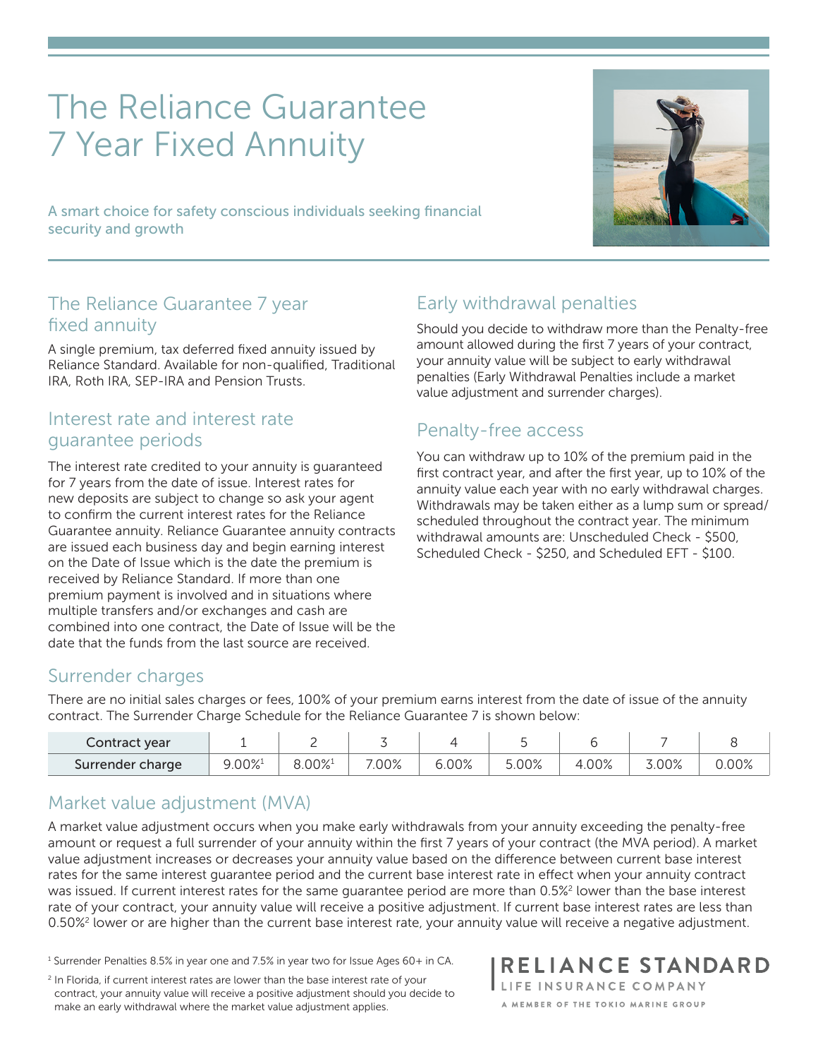# The Reliance Guarantee 7 Year Fixed Annuity

A smart choice for safety conscious individuals seeking financial security and growth

## The Reliance Guarantee 7 year fixed annuity

A single premium, tax deferred fixed annuity issued by Reliance Standard. Available for non-qualified, Traditional IRA, Roth IRA, SEP-IRA and Pension Trusts.

## Interest rate and interest rate guarantee periods

The interest rate credited to your annuity is guaranteed for 7 years from the date of issue. Interest rates for new deposits are subject to change so ask your agent to confirm the current interest rates for the Reliance Guarantee annuity. Reliance Guarantee annuity contracts are issued each business day and begin earning interest on the Date of Issue which is the date the premium is received by Reliance Standard. If more than one premium payment is involved and in situations where multiple transfers and/or exchanges and cash are combined into one contract, the Date of Issue will be the date that the funds from the last source are received.

## Early withdrawal penalties

Should you decide to withdraw more than the Penalty-free amount allowed during the first 7 years of your contract, your annuity value will be subject to early withdrawal penalties (Early Withdrawal Penalties include a market value adjustment and surrender charges).

## Penalty-free access

You can withdraw up to 10% of the premium paid in the first contract year, and after the first year, up to 10% of the annuity value each year with no early withdrawal charges. Withdrawals may be taken either as a lump sum or spread/scheduled throughout the contract year. The minimum withdrawal amounts are: Unscheduled Check - $500, Scheduled Check - $250, and Scheduled EFT - $100.

## Surrender charges

There are no initial sales charges or fees, 100% of your premium earns interest from the date of issue of the annuity contract. The Surrender Charge Schedule for the Reliance Guarantee 7 is shown below:

| Contract year | 1 | 2 | 3 | 4 | 5 | 6 | 7 | 8 |
|---|---|---|---|---|---|---|---|---|
| Surrender charge | 9.00%[1] | 8.00%[1] | 7.00% | 6.00% | 5.00% | 4.00% | 3.00% | 0.00% |

## Market value adjustment (MVA)

A market value adjustment occurs when you make early withdrawals from your annuity exceeding the penalty-free amount or request a full surrender of your annuity within the first 7 years of your contract (the MVA period). A market value adjustment increases or decreases your annuity value based on the difference between current base interest rates for the same interest guarantee period and the current base interest rate in effect when your annuity contract was issued. If current interest rates for the same guarantee period are more than 0.5%[2] lower than the base interest rate of your contract, your annuity value will receive a positive adjustment. If current base interest rates are less than 0.50%[2] lower or are higher than the current base interest rate, your annuity value will receive a negative adjustment.

[1] Surrender Penalties 8.5% in year one and 7.5% in year two for Issue Ages 60+ in CA.

[2] In Florida, if current interest rates are lower than the base interest rate of your contract, your annuity value will receive a positive adjustment should you decide to make an early withdrawal where the market value adjustment applies.

RELIANCE STANDARD
LIFE INSURANCE COMPANY
A MEMBER OF THE TOKIO MARINE GROUP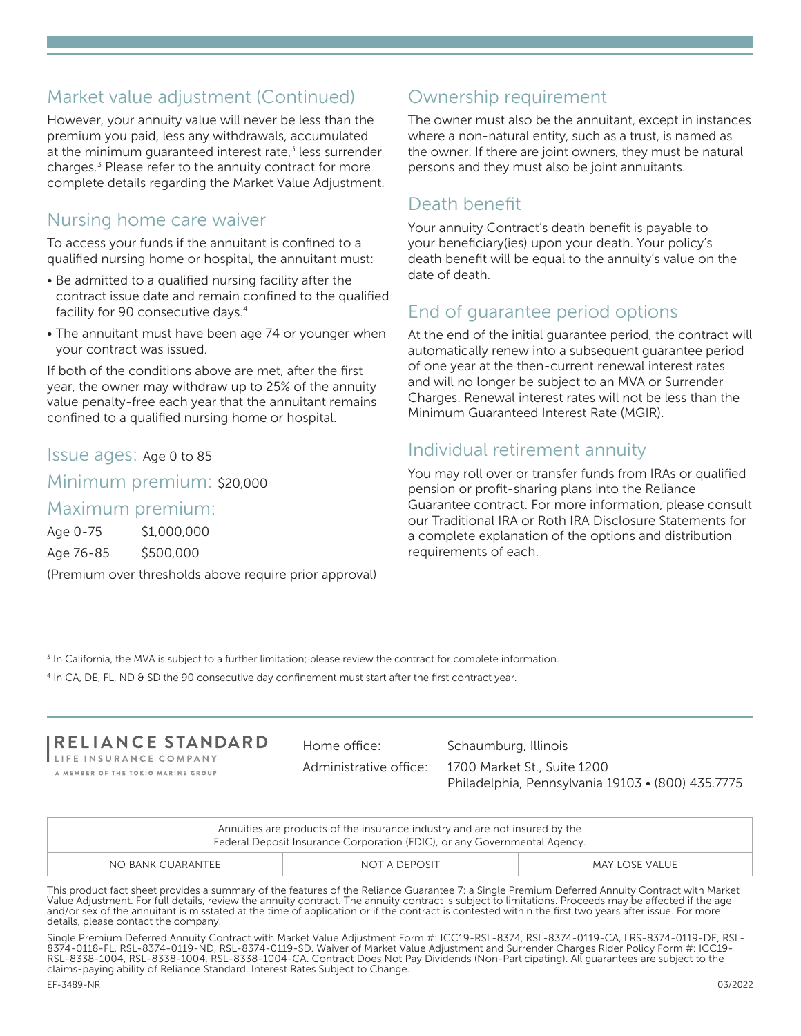## Market value adjustment (Continued)

However, your annuity value will never be less than the premium you paid, less any withdrawals, accumulated at the minimum guaranteed interest rate,[3] less surrender charges.[3] Please refer to the annuity contract for more complete details regarding the Market Value Adjustment.

## Nursing home care waiver

To access your funds if the annuitant is confined to a qualified nursing home or hospital, the annuitant must:

- Be admitted to a qualified nursing facility after the contract issue date and remain confined to the qualified facility for 90 consecutive days.[4]
- The annuitant must have been age 74 or younger when your contract was issued.

If both of the conditions above are met, after the first year, the owner may withdraw up to 25% of the annuity value penalty-free each year that the annuitant remains confined to a qualified nursing home or hospital.

## Issue ages: Age 0 to 85

## Minimum premium: $20,000

## Maximum premium:

| | |
|---|---|
| Age 0-75 | $1,000,000 |
| Age 76-85 | $500,000 |

(Premium over thresholds above require prior approval)

## Ownership requirement

The owner must also be the annuitant, except in instances where a non-natural entity, such as a trust, is named as the owner. If there are joint owners, they must be natural persons and they must also be joint annuitants.

## Death benefit

Your annuity Contract's death benefit is payable to your beneficiary(ies) upon your death. Your policy's death benefit will be equal to the annuity's value on the date of death.

## End of guarantee period options

At the end of the initial guarantee period, the contract will automatically renew into a subsequent guarantee period of one year at the then-current renewal interest rates and will no longer be subject to an MVA or Surrender Charges. Renewal interest rates will not be less than the Minimum Guaranteed Interest Rate (MGIR).

## Individual retirement annuity

You may roll over or transfer funds from IRAs or qualified pension or profit-sharing plans into the Reliance Guarantee contract. For more information, please consult our Traditional IRA or Roth IRA Disclosure Statements for a complete explanation of the options and distribution requirements of each.

[3] In California, the MVA is subject to a further limitation; please review the contract for complete information.

[4] In CA, DE, FL, ND & SD the 90 consecutive day confinement must start after the first contract year.

**RELIANCE STANDARD**
LIFE INSURANCE COMPANY
A MEMBER OF THE TOKIO MARINE GROUP

Home office: Schaumburg, Illinois

Administrative office: 1700 Market St., Suite 1200
Philadelphia, Pennsylvania 19103 • (800) 435.7775

Annuities are products of the insurance industry and are not insured by the Federal Deposit Insurance Corporation (FDIC), or any Governmental Agency.

| NO BANK GUARANTEE | NOT A DEPOSIT | MAY LOSE VALUE |
|---|---|---|

This product fact sheet provides a summary of the features of the Reliance Guarantee 7: a Single Premium Deferred Annuity Contract with Market Value Adjustment. For full details, review the annuity contract. The annuity contract is subject to limitations. Proceeds may be affected if the age and/or sex of the annuitant is misstated at the time of application or if the contract is contested within the first two years after issue. For more details, please contact the company.

Single Premium Deferred Annuity Contract with Market Value Adjustment Form #: ICC19-RSL-8374, RSL-8374-0119-CA, LRS-8374-0119-DE, RSL-8374-0118-FL, RSL-8374-0119-ND, RSL-8374-0119-SD. Waiver of Market Value Adjustment and Surrender Charges Rider Policy Form #: ICC19-RSL-8338-1004, RSL-8338-1004, RSL-8338-1004-CA. Contract Does Not Pay Dividends (Non-Participating). All guarantees are subject to the claims-paying ability of Reliance Standard. Interest Rates Subject to Change.

EF-3489-NR 03/2022